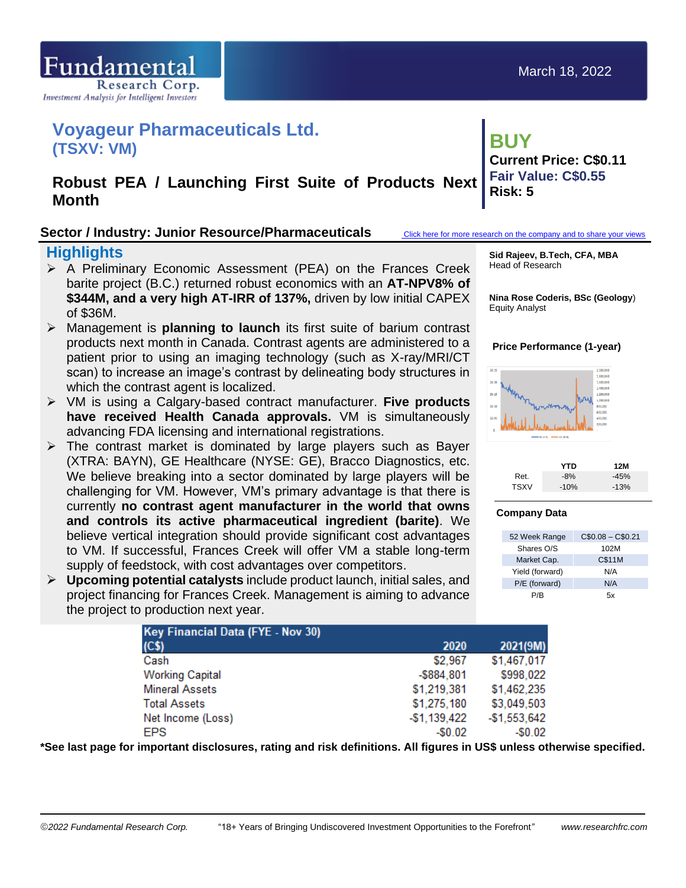Fundamental Research Corp.
*Investment Analysis for Intelligent Investors*

March 18, 2022

# Voyageur Pharmaceuticals Ltd.
## (TSXV: VM)

## Robust PEA / Launching First Suite of Products Next Month

**BUY**
**Current Price: C$0.11**
**Fair Value: C$0.55**
**Risk: 5**

### Sector / Industry: Junior Resource/Pharmaceuticals

Click here for more research on the company and to share your views

## Highlights

- A Preliminary Economic Assessment (PEA) on the Frances Creek barite project (B.C.) returned robust economics with an **AT-NPV8% of $344M, and a very high AT-IRR of 137%,** driven by low initial CAPEX of $36M.
- Management is **planning to launch** its first suite of barium contrast products next month in Canada. Contrast agents are administered to a patient prior to using an imaging technology (such as X-ray/MRI/CT scan) to increase an image's contrast by delineating body structures in which the contrast agent is localized.
- VM is using a Calgary-based contract manufacturer. **Five products have received Health Canada approvals.** VM is simultaneously advancing FDA licensing and international registrations.
- The contrast market is dominated by large players such as Bayer (XTRA: BAYN), GE Healthcare (NYSE: GE), Bracco Diagnostics, etc. We believe breaking into a sector dominated by large players will be challenging for VM. However, VM's primary advantage is that there is currently **no contrast agent manufacturer in the world that owns and controls its active pharmaceutical ingredient (barite)**. We believe vertical integration should provide significant cost advantages to VM. If successful, Frances Creek will offer VM a stable long-term supply of feedstock, with cost advantages over competitors.
- **Upcoming potential catalysts** include product launch, initial sales, and project financing for Frances Creek. Management is aiming to advance the project to production next year.

**Sid Rajeev, B.Tech, CFA, MBA**
Head of Research

**Nina Rose Coderis, BSc (Geology)**
Equity Analyst

### Price Performance (1-year)

| | YTD | 12M |
|---|---|---|
| Ret. | -8% | -45% |
| TSXV | -10% | -13% |

### Company Data

| | |
|---|---|
| 52 Week Range | C$0.08 – C$0.21 |
| Shares O/S | 102M |
| Market Cap. | C$11M |
| Yield (forward) | N/A |
| P/E (forward) | N/A |
| P/B | 5x |

| Key Financial Data (FYE - Nov 30) (C$) | 2020 | 2021(9M) |
|---|---|---|
| Cash | $2,967 | $1,467,017 |
| Working Capital | -$884,801 | $998,022 |
| Mineral Assets | $1,219,381 | $1,462,235 |
| Total Assets | $1,275,180 | $3,049,503 |
| Net Income (Loss) | -$1,139,422 | -$1,553,642 |
| EPS | -$0.02 | -$0.02 |

***See last page for important disclosures, rating and risk definitions. All figures in US$ unless otherwise specified.**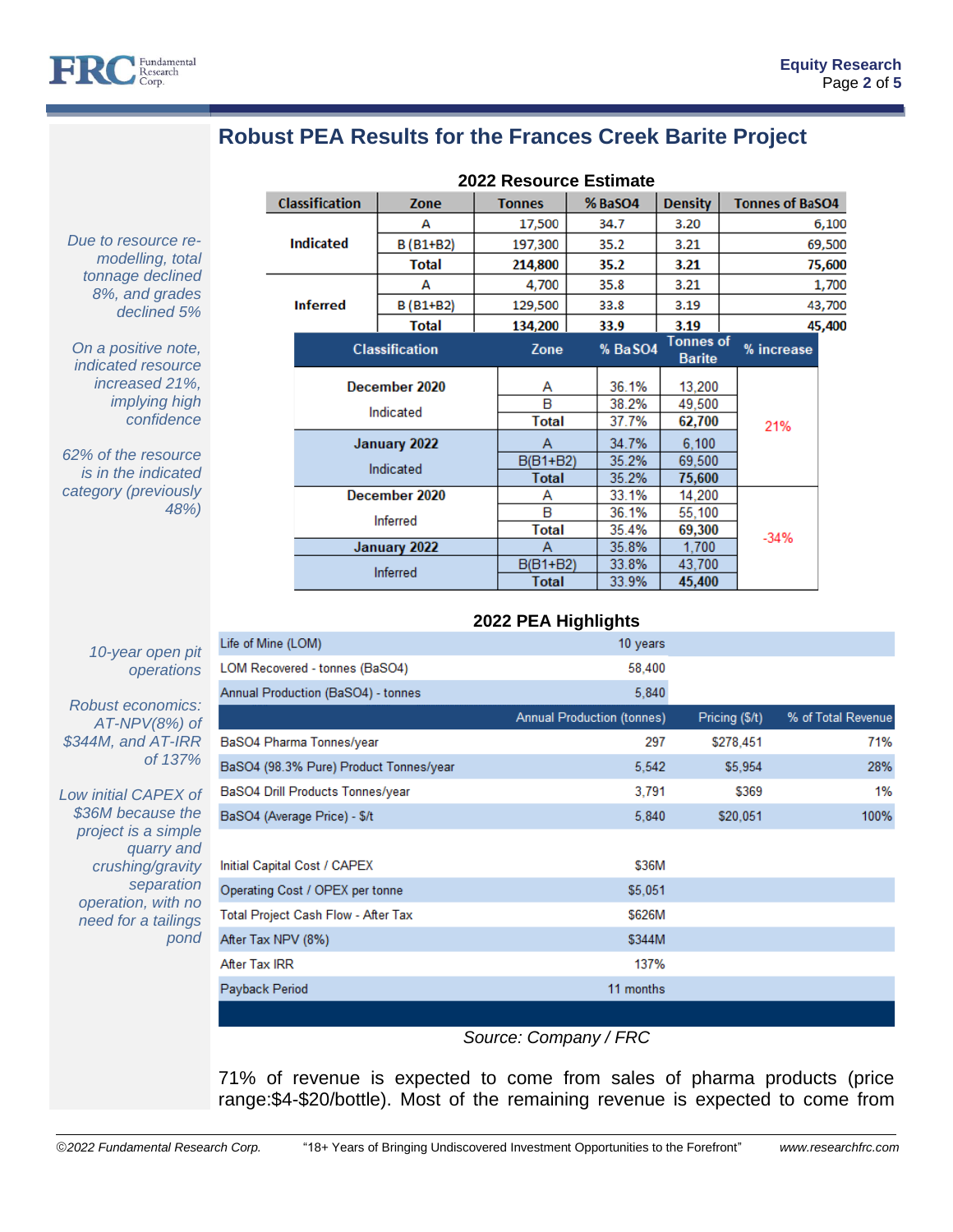## Robust PEA Results for the Frances Creek Barite Project

*Due to resource re-modelling, total tonnage declined 8%, and grades declined 5%*

*On a positive note, indicated resource increased 21%, implying high confidence*

*62% of the resource is in the indicated category (previously 48%)*

**2022 Resource Estimate**

| Classification | Zone | Tonnes | % BaSO4 | Density | Tonnes of BaSO4 |
|---|---|---|---|---|---|
| Indicated | A | 17,500 | 34.7 | 3.20 | 6,100 |
| | B (B1+B2) | 197,300 | 35.2 | 3.21 | 69,500 |
| | **Total** | **214,800** | **35.2** | **3.21** | **75,600** |
| Inferred | A | 4,700 | 35.8 | 3.21 | 1,700 |
| | B (B1+B2) | 129,500 | 33.8 | 3.19 | 43,700 |
| | **Total** | **134,200** | **33.9** | **3.19** | **45,400** |

| Classification | Zone | % BaSO4 | Tonnes of Barite | % increase |
|---|---|---|---|---|
| **December 2020** Indicated | A | 36.1% | 13,200 | 21% |
| | B | 38.2% | 49,500 | |
| | **Total** | 37.7% | **62,700** | |
| **January 2022** Indicated | A | 34.7% | 6,100 | |
| | B(B1+B2) | 35.2% | 69,500 | |
| | **Total** | 35.2% | **75,600** | |
| **December 2020** Inferred | A | 33.1% | 14,200 | -34% |
| | B | 36.1% | 55,100 | |
| | **Total** | 35.4% | **69,300** | |
| **January 2022** Inferred | A | 35.8% | 1,700 | |
| | B(B1+B2) | 33.8% | 43,700 | |
| | **Total** | 33.9% | **45,400** | |

*10-year open pit operations*

*Robust economics: AT-NPV(8%) of $344M, and AT-IRR of 137%*

*Low initial CAPEX of $36M because the project is a simple quarry and crushing/gravity separation operation, with no need for a tailings pond*

**2022 PEA Highlights**

| | Annual Production (tonnes) | Pricing ($/t) | % of Total Revenue |
|---|---|---|---|
| Life of Mine (LOM) | 10 years | | |
| LOM Recovered - tonnes (BaSO4) | 58,400 | | |
| Annual Production (BaSO4) - tonnes | 5,840 | | |
| BaSO4 Pharma Tonnes/year | 297 | $278,451 | 71% |
| BaSO4 (98.3% Pure) Product Tonnes/year | 5,542 | $5,954 | 28% |
| BaSO4 Drill Products Tonnes/year | 3,791 | $369 | 1% |
| BaSO4 (Average Price) - $/t | 5,840 | $20,051 | 100% |
| Initial Capital Cost / CAPEX | $36M | | |
| Operating Cost / OPEX per tonne | $5,051 | | |
| Total Project Cash Flow - After Tax | $626M | | |
| After Tax NPV (8%) | $344M | | |
| After Tax IRR | 137% | | |
| Payback Period | 11 months | | |

*Source: Company / FRC*

71% of revenue is expected to come from sales of pharma products (price range:$4-$20/bottle). Most of the remaining revenue is expected to come from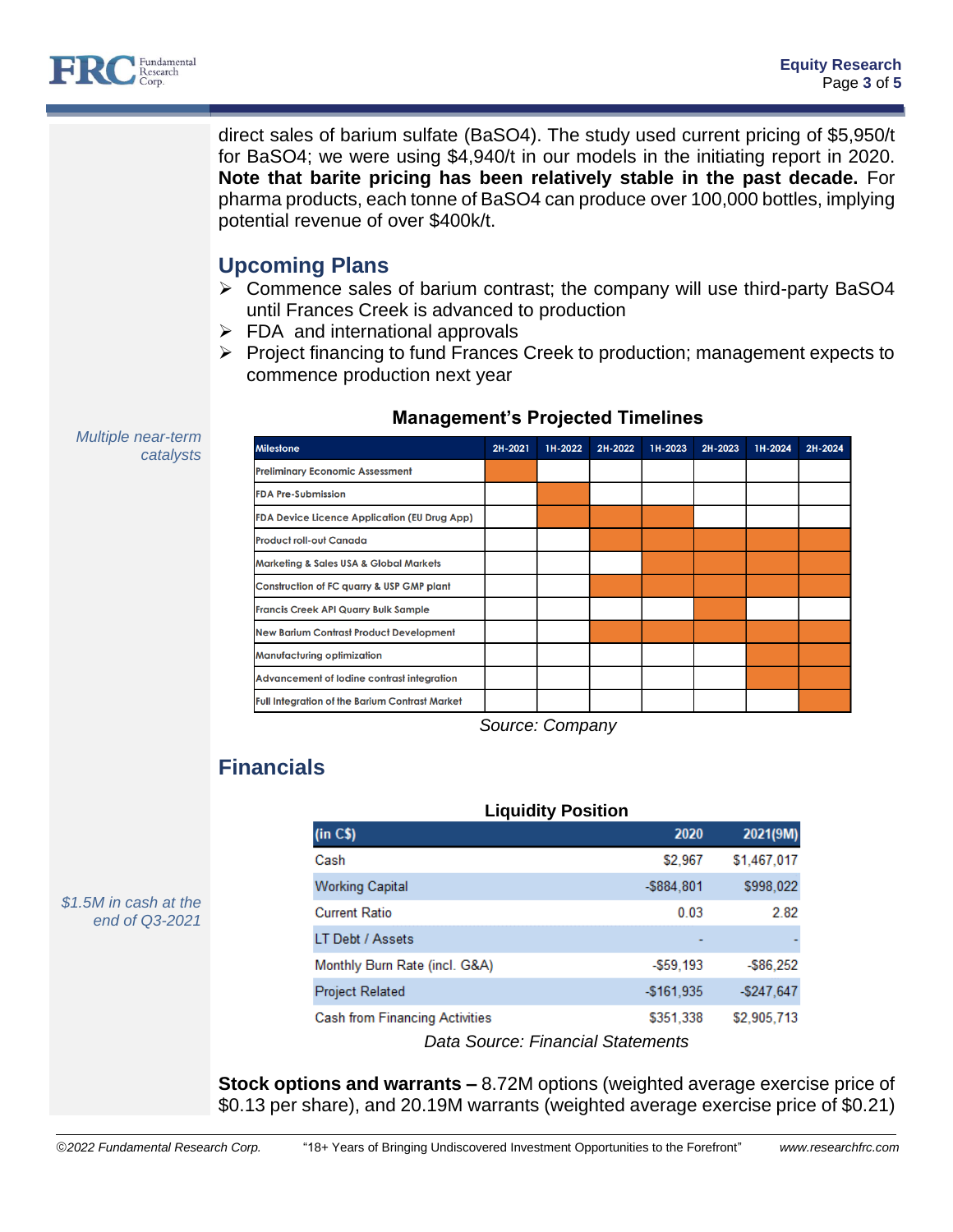direct sales of barium sulfate ($BaSO_4$). The study used current pricing of $5,950/t for $BaSO_4$; we were using $4,940/t in our models in the initiating report in 2020. **Note that barite pricing has been relatively stable in the past decade.** For pharma products, each tonne of $BaSO_4$ can produce over 100,000 bottles, implying potential revenue of over $400k/t.

## Upcoming Plans

- Commence sales of barium contrast; the company will use third-party $BaSO_4$ until Frances Creek is advanced to production
- FDA and international approvals
- Project financing to fund Frances Creek to production; management expects to commence production next year

*Multiple near-term catalysts*

**Management's Projected Timelines**

| Milestone | 2H-2021 | 1H-2022 | 2H-2022 | 1H-2023 | 2H-2023 | 1H-2024 | 2H-2024 |
|---|---|---|---|---|---|---|---|
| Preliminary Economic Assessment | ■ | | | | | | |
| FDA Pre-Submission | | ■ | | | | | |
| FDA Device Licence Application (EU Drug App) | | ■ | ■ | ■ | | | |
| Product roll-out Canada | | | ■ | ■ | ■ | ■ | ■ |
| Marketing & Sales USA & Global Markets | | | | ■ | ■ | ■ | ■ |
| Construction of FC quarry & USP GMP plant | | | ■ | ■ | ■ | ■ | ■ |
| Francis Creek API Quarry Bulk Sample | | | | | ■ | | |
| New Barium Contrast Product Development | | | ■ | ■ | ■ | ■ | ■ |
| Manufacturing optimization | | | | | | ■ | ■ |
| Advancement of Iodine contrast integration | | | | | | ■ | ■ |
| Full Integration of the Barium Contrast Market | | | | | | | ■ |

*Source: Company*

## Financials

*$1.5M in cash at the end of Q3-2021*

**Liquidity Position**

| (in C$) | 2020 | 2021(9M) |
|---|---|---|
| Cash | $2,967 | $1,467,017 |
| Working Capital | -$884,801 | $998,022 |
| Current Ratio | 0.03 | 2.82 |
| LT Debt / Assets | - | - |
| Monthly Burn Rate (incl. G&A) | -$59,193 | -$86,252 |
| Project Related | -$161,935 | -$247,647 |
| Cash from Financing Activities | $351,338 | $2,905,713 |

*Data Source: Financial Statements*

**Stock options and warrants –** 8.72M options (weighted average exercise price of $0.13 per share), and 20.19M warrants (weighted average exercise price of $0.21)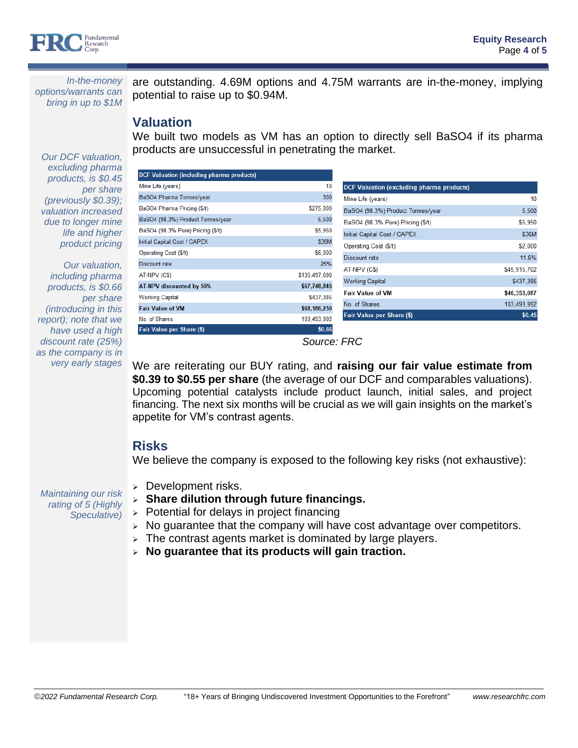*In-the-money options/warrants can bring in up to $1M*

are outstanding. 4.69M options and 4.75M warrants are in-the-money, implying potential to raise up to $0.94M.

## Valuation

We built two models as VM has an option to directly sell BaSO4 if its pharma products are unsuccessful in penetrating the market.

*Our DCF valuation, excluding pharma products, is $0.45 per share (previously $0.39); valuation increased due to longer mine life and higher product pricing*

*Our valuation, including pharma products, is $0.66 per share (introducing in this report); note that we have used a high discount rate (25%) as the company is in very early stages*

| DCF Valuation (including pharma products) | |
|---|---|
| Mine Life (years) | 10 |
| BaSO4 Pharma Tonnes/year | 300 |
| BaSO4 Pharma Pricing ($/t) | $275,000 |
| BaSO4 (98.3%) Product Tonnes/year | 5,500 |
| BaSO4 (98.3% Pure) Pricing ($/t) | $5,950 |
| Initial Capital Cost / CAPEX | $36M |
| Operating Cost ($/t) | $6,000 |
| Discount rate | 25% |
| AT-NPV (C$) | $135,497,690 |
| **AT-NPV discounted by 50%** | **$67,748,845** |
| Working Capital | $437,385 |
| **Fair Value of VM** | **$68,186,230** |
| No. of Shares | 103,493,992 |
| **Fair Value per Share ($)** | **$0.66** |

| DCF Valuation (excluding pharma products) | |
|---|---|
| Mine Life (years) | 10 |
| BaSO4 (98.3%) Product Tonnes/year | 5,500 |
| BaSO4 (98.3% Pure) Pricing ($/t) | $5,950 |
| Initial Capital Cost / CAPEX | $36M |
| Operating Cost ($/t) | $2,000 |
| Discount rate | 11.6% |
| AT-NPV (C$) | $45,915,702 |
| Working Capital | $437,385 |
| **Fair Value of VM** | **$46,353,087** |
| No. of Shares | 103,493,992 |
| **Fair Value per Share ($)** | **$0.45** |

*Source: FRC*

We are reiterating our BUY rating, and **raising our fair value estimate from $0.39 to $0.55 per share** (the average of our DCF and comparables valuations). Upcoming potential catalysts include product launch, initial sales, and project financing. The next six months will be crucial as we will gain insights on the market's appetite for VM's contrast agents.

## Risks

We believe the company is exposed to the following key risks (not exhaustive):

*Maintaining our risk rating of 5 (Highly Speculative)*

- Development risks.
- **Share dilution through future financings.**
- Potential for delays in project financing
- No guarantee that the company will have cost advantage over competitors.
- The contrast agents market is dominated by large players.
- **No guarantee that its products will gain traction.**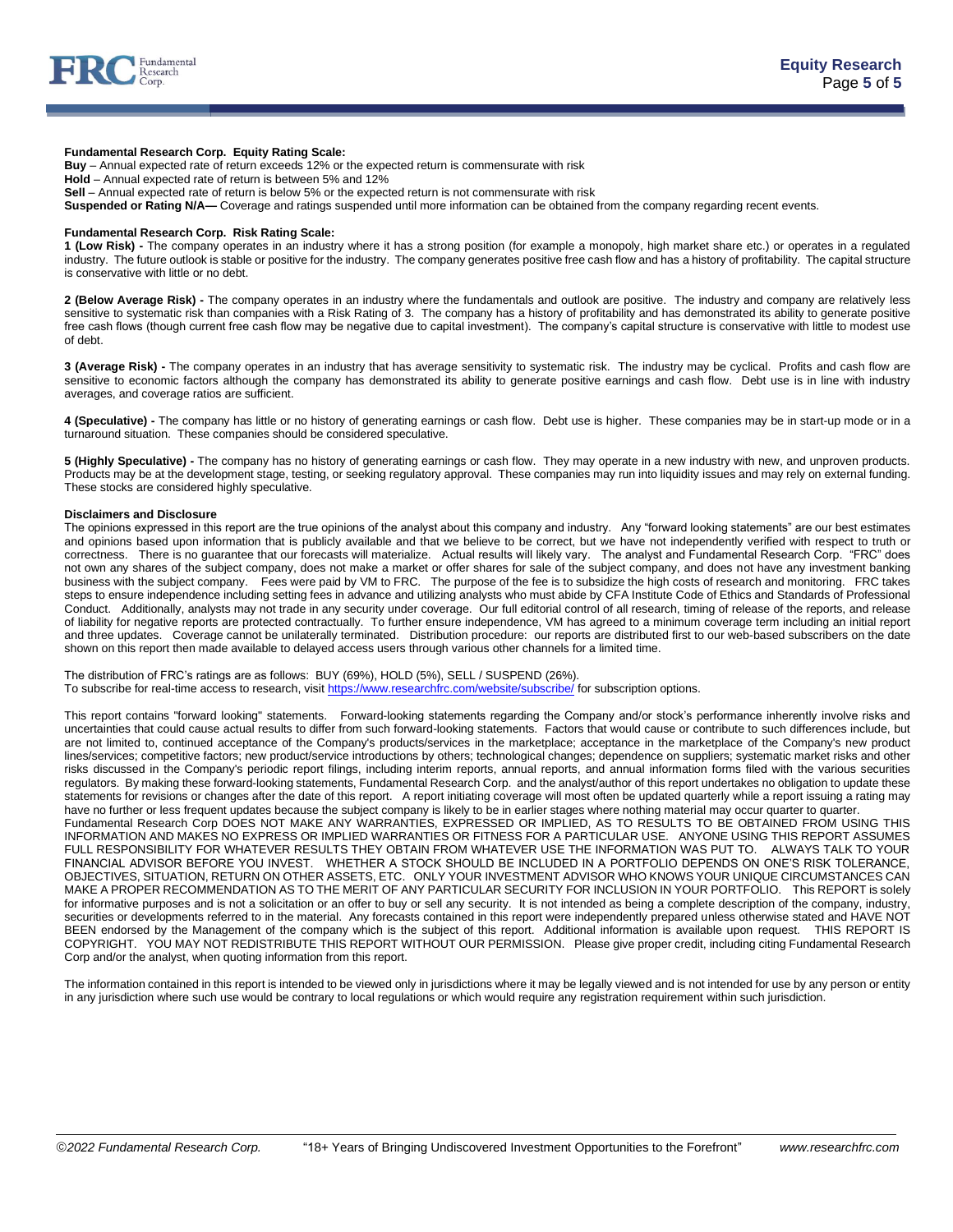**Fundamental Research Corp. Equity Rating Scale:**

**Buy** – Annual expected rate of return exceeds 12% or the expected return is commensurate with risk

**Hold** – Annual expected rate of return is between 5% and 12%

**Sell** – Annual expected rate of return is below 5% or the expected return is not commensurate with risk

**Suspended or Rating N/A—** Coverage and ratings suspended until more information can be obtained from the company regarding recent events.

**Fundamental Research Corp. Risk Rating Scale:**

**1 (Low Risk) -** The company operates in an industry where it has a strong position (for example a monopoly, high market share etc.) or operates in a regulated industry. The future outlook is stable or positive for the industry. The company generates positive free cash flow and has a history of profitability. The capital structure is conservative with little or no debt.

**2 (Below Average Risk) -** The company operates in an industry where the fundamentals and outlook are positive. The industry and company are relatively less sensitive to systematic risk than companies with a Risk Rating of 3. The company has a history of profitability and has demonstrated its ability to generate positive free cash flows (though current free cash flow may be negative due to capital investment). The company's capital structure is conservative with little to modest use of debt.

**3 (Average Risk) -** The company operates in an industry that has average sensitivity to systematic risk. The industry may be cyclical. Profits and cash flow are sensitive to economic factors although the company has demonstrated its ability to generate positive earnings and cash flow. Debt use is in line with industry averages, and coverage ratios are sufficient.

**4 (Speculative) -** The company has little or no history of generating earnings or cash flow. Debt use is higher. These companies may be in start-up mode or in a turnaround situation. These companies should be considered speculative.

**5 (Highly Speculative) -** The company has no history of generating earnings or cash flow. They may operate in a new industry with new, and unproven products. Products may be at the development stage, testing, or seeking regulatory approval. These companies may run into liquidity issues and may rely on external funding. These stocks are considered highly speculative.

**Disclaimers and Disclosure**

The opinions expressed in this report are the true opinions of the analyst about this company and industry. Any "forward looking statements" are our best estimates and opinions based upon information that is publicly available and that we believe to be correct, but we have not independently verified with respect to truth or correctness. There is no guarantee that our forecasts will materialize. Actual results will likely vary. The analyst and Fundamental Research Corp. "FRC" does not own any shares of the subject company, does not make a market or offer shares for sale of the subject company, and does not have any investment banking business with the subject company. Fees were paid by VM to FRC. The purpose of the fee is to subsidize the high costs of research and monitoring. FRC takes steps to ensure independence including setting fees in advance and utilizing analysts who must abide by CFA Institute Code of Ethics and Standards of Professional Conduct. Additionally, analysts may not trade in any security under coverage. Our full editorial control of all research, timing of release of the reports, and release of liability for negative reports are protected contractually. To further ensure independence, VM has agreed to a minimum coverage term including an initial report and three updates. Coverage cannot be unilaterally terminated. Distribution procedure: our reports are distributed first to our web-based subscribers on the date shown on this report then made available to delayed access users through various other channels for a limited time.

The distribution of FRC's ratings are as follows: BUY (69%), HOLD (5%), SELL / SUSPEND (26%).
To subscribe for real-time access to research, visit https://www.researchfrc.com/website/subscribe/ for subscription options.

This report contains "forward looking" statements. Forward-looking statements regarding the Company and/or stock's performance inherently involve risks and uncertainties that could cause actual results to differ from such forward-looking statements. Factors that would cause or contribute to such differences include, but are not limited to, continued acceptance of the Company's products/services in the marketplace; acceptance in the marketplace of the Company's new product lines/services; competitive factors; new product/service introductions by others; technological changes; dependence on suppliers; systematic market risks and other risks discussed in the Company's periodic report filings, including interim reports, annual reports, and annual information forms filed with the various securities regulators. By making these forward-looking statements, Fundamental Research Corp. and the analyst/author of this report undertakes no obligation to update these statements for revisions or changes after the date of this report. A report initiating coverage will most often be updated quarterly while a report issuing a rating may have no further or less frequent updates because the subject company is likely to be in earlier stages where nothing material may occur quarter to quarter.
Fundamental Research Corp DOES NOT MAKE ANY WARRANTIES, EXPRESSED OR IMPLIED, AS TO RESULTS TO BE OBTAINED FROM USING THIS INFORMATION AND MAKES NO EXPRESS OR IMPLIED WARRANTIES OR FITNESS FOR A PARTICULAR USE. ANYONE USING THIS REPORT ASSUMES FULL RESPONSIBILITY FOR WHATEVER RESULTS THEY OBTAIN FROM WHATEVER USE THE INFORMATION WAS PUT TO. ALWAYS TALK TO YOUR FINANCIAL ADVISOR BEFORE YOU INVEST. WHETHER A STOCK SHOULD BE INCLUDED IN A PORTFOLIO DEPENDS ON ONE'S RISK TOLERANCE, OBJECTIVES, SITUATION, RETURN ON OTHER ASSETS, ETC. ONLY YOUR INVESTMENT ADVISOR WHO KNOWS YOUR UNIQUE CIRCUMSTANCES CAN MAKE A PROPER RECOMMENDATION AS TO THE MERIT OF ANY PARTICULAR SECURITY FOR INCLUSION IN YOUR PORTFOLIO. This REPORT is solely for informative purposes and is not a solicitation or an offer to buy or sell any security. It is not intended as being a complete description of the company, industry, securities or developments referred to in the material. Any forecasts contained in this report were independently prepared unless otherwise stated and HAVE NOT BEEN endorsed by the Management of the company which is the subject of this report. Additional information is available upon request. THIS REPORT IS COPYRIGHT. YOU MAY NOT REDISTRIBUTE THIS REPORT WITHOUT OUR PERMISSION. Please give proper credit, including citing Fundamental Research Corp and/or the analyst, when quoting information from this report.

The information contained in this report is intended to be viewed only in jurisdictions where it may be legally viewed and is not intended for use by any person or entity in any jurisdiction where such use would be contrary to local regulations or which would require any registration requirement within such jurisdiction.